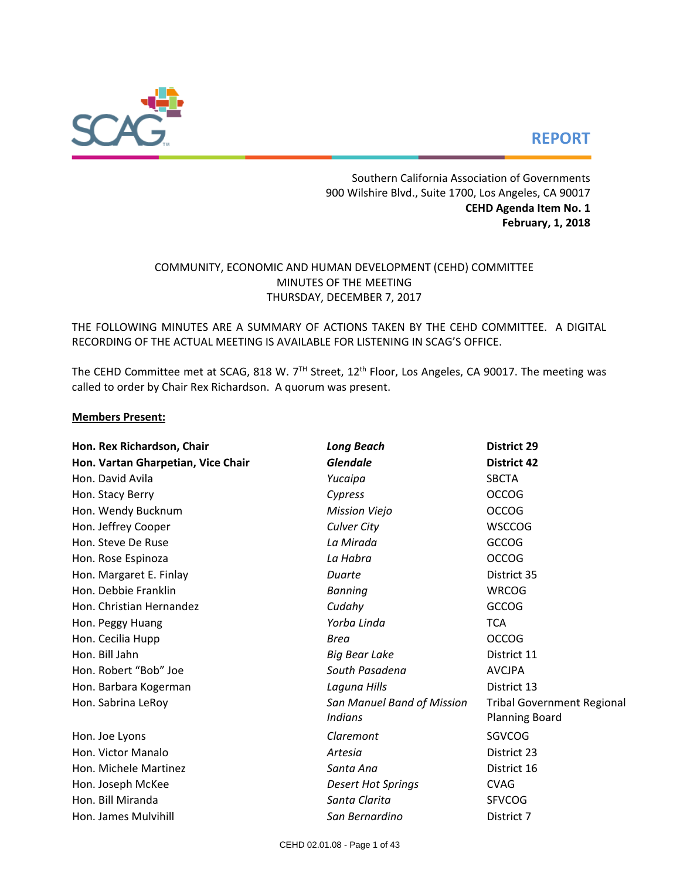**REPORT**

Southern California Association of Governments
900 Wilshire Blvd., Suite 1700, Los Angeles, CA 90017
**CEHD Agenda Item No. 1**
**February, 1, 2018**

COMMUNITY, ECONOMIC AND HUMAN DEVELOPMENT (CEHD) COMMITTEE
MINUTES OF THE MEETING
THURSDAY, DECEMBER 7, 2017

THE FOLLOWING MINUTES ARE A SUMMARY OF ACTIONS TAKEN BY THE CEHD COMMITTEE. A DIGITAL RECORDING OF THE ACTUAL MEETING IS AVAILABLE FOR LISTENING IN SCAG'S OFFICE.

The CEHD Committee met at SCAG, 818 W. 7TH Street, 12th Floor, Los Angeles, CA 90017. The meeting was called to order by Chair Rex Richardson. A quorum was present.

**Members Present:**

| | | |
|---|---|---|
| **Hon. Rex Richardson, Chair** | ***Long Beach*** | **District 29** |
| **Hon. Vartan Gharpetian, Vice Chair** | ***Glendale*** | **District 42** |
| Hon. David Avila | *Yucaipa* | SBCTA |
| Hon. Stacy Berry | *Cypress* | OCCOG |
| Hon. Wendy Bucknum | *Mission Viejo* | OCCOG |
| Hon. Jeffrey Cooper | *Culver City* | WSCCOG |
| Hon. Steve De Ruse | *La Mirada* | GCCOG |
| Hon. Rose Espinoza | *La Habra* | OCCOG |
| Hon. Margaret E. Finlay | *Duarte* | District 35 |
| Hon. Debbie Franklin | *Banning* | WRCOG |
| Hon. Christian Hernandez | *Cudahy* | GCCOG |
| Hon. Peggy Huang | *Yorba Linda* | TCA |
| Hon. Cecilia Hupp | *Brea* | OCCOG |
| Hon. Bill Jahn | *Big Bear Lake* | District 11 |
| Hon. Robert "Bob" Joe | *South Pasadena* | AVCJPA |
| Hon. Barbara Kogerman | *Laguna Hills* | District 13 |
| Hon. Sabrina LeRoy | *San Manuel Band of Mission Indians* | Tribal Government Regional Planning Board |
| Hon. Joe Lyons | *Claremont* | SGVCOG |
| Hon. Victor Manalo | *Artesia* | District 23 |
| Hon. Michele Martinez | *Santa Ana* | District 16 |
| Hon. Joseph McKee | *Desert Hot Springs* | CVAG |
| Hon. Bill Miranda | *Santa Clarita* | SFVCOG |
| Hon. James Mulvihill | *San Bernardino* | District 7 |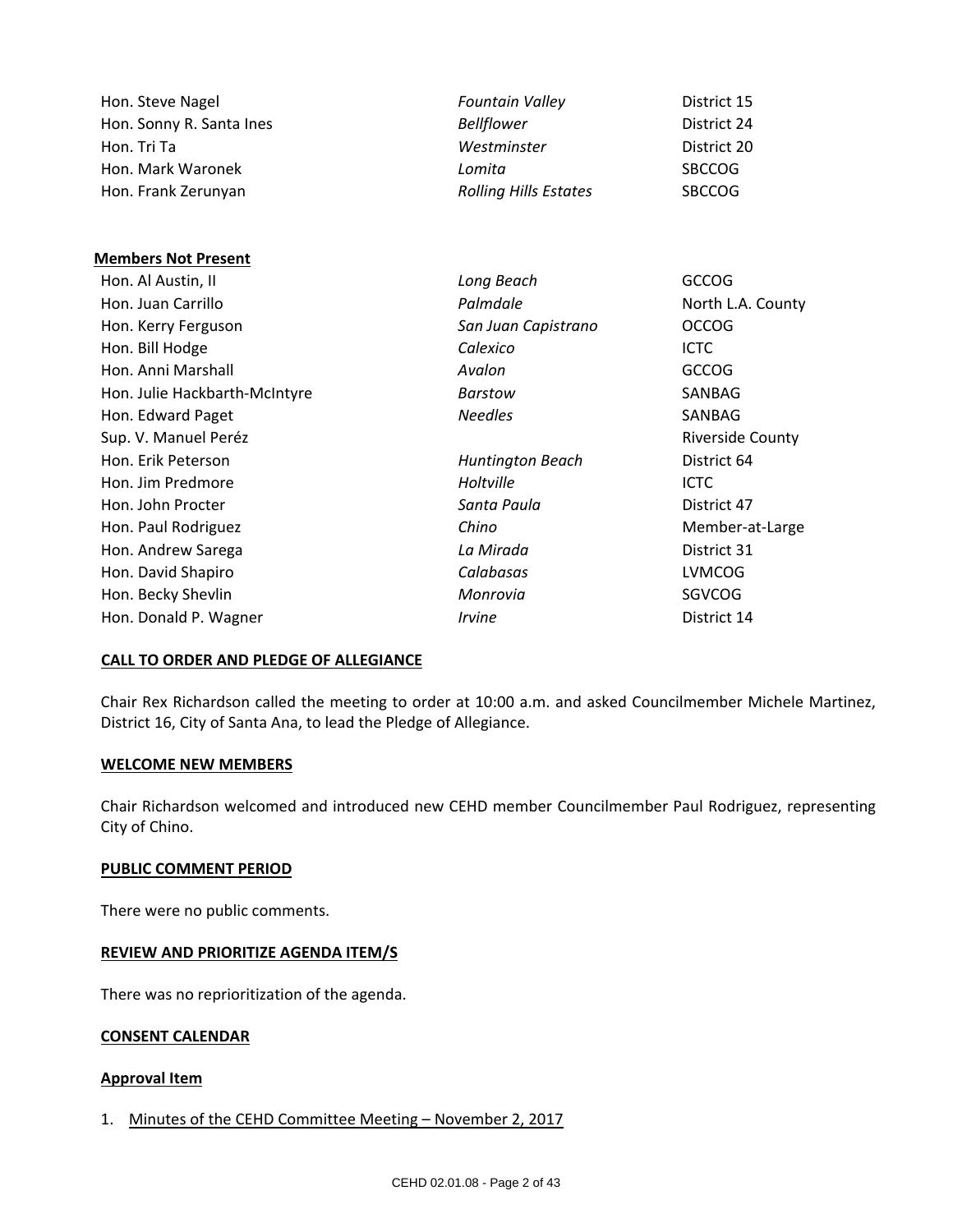| | | |
|---|---|---|
| Hon. Steve Nagel | *Fountain Valley* | District 15 |
| Hon. Sonny R. Santa Ines | *Bellflower* | District 24 |
| Hon. Tri Ta | *Westminster* | District 20 |
| Hon. Mark Waronek | *Lomita* | SBCCOG |
| Hon. Frank Zerunyan | *Rolling Hills Estates* | SBCCOG |

**Members Not Present**

| | | |
|---|---|---|
| Hon. Al Austin, II | *Long Beach* | GCCOG |
| Hon. Juan Carrillo | *Palmdale* | North L.A. County |
| Hon. Kerry Ferguson | *San Juan Capistrano* | OCCOG |
| Hon. Bill Hodge | *Calexico* | ICTC |
| Hon. Anni Marshall | *Avalon* | GCCOG |
| Hon. Julie Hackbarth-McIntyre | *Barstow* | SANBAG |
| Hon. Edward Paget | *Needles* | SANBAG |
| Sup. V. Manuel Peréz | | Riverside County |
| Hon. Erik Peterson | *Huntington Beach* | District 64 |
| Hon. Jim Predmore | *Holtville* | ICTC |
| Hon. John Procter | *Santa Paula* | District 47 |
| Hon. Paul Rodriguez | *Chino* | Member-at-Large |
| Hon. Andrew Sarega | *La Mirada* | District 31 |
| Hon. David Shapiro | *Calabasas* | LVMCOG |
| Hon. Becky Shevlin | *Monrovia* | SGVCOG |
| Hon. Donald P. Wagner | *Irvine* | District 14 |

**CALL TO ORDER AND PLEDGE OF ALLEGIANCE**

Chair Rex Richardson called the meeting to order at 10:00 a.m. and asked Councilmember Michele Martinez, District 16, City of Santa Ana, to lead the Pledge of Allegiance.

**WELCOME NEW MEMBERS**

Chair Richardson welcomed and introduced new CEHD member Councilmember Paul Rodriguez, representing City of Chino.

**PUBLIC COMMENT PERIOD**

There were no public comments.

**REVIEW AND PRIORITIZE AGENDA ITEM/S**

There was no reprioritization of the agenda.

**CONSENT CALENDAR**

**Approval Item**

1. Minutes of the CEHD Committee Meeting – November 2, 2017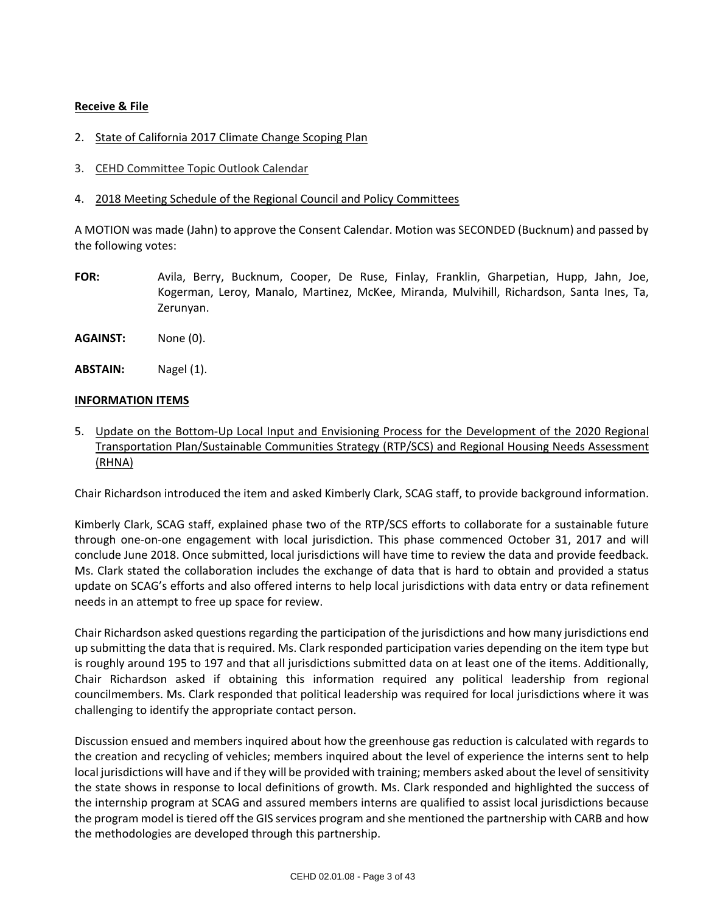**Receive & File**

2. State of California 2017 Climate Change Scoping Plan

3. CEHD Committee Topic Outlook Calendar

4. 2018 Meeting Schedule of the Regional Council and Policy Committees

A MOTION was made (Jahn) to approve the Consent Calendar. Motion was SECONDED (Bucknum) and passed by the following votes:

**FOR:** Avila, Berry, Bucknum, Cooper, De Ruse, Finlay, Franklin, Gharpetian, Hupp, Jahn, Joe, Kogerman, Leroy, Manalo, Martinez, McKee, Miranda, Mulvihill, Richardson, Santa Ines, Ta, Zerunyan.

**AGAINST:** None (0).

**ABSTAIN:** Nagel (1).

**INFORMATION ITEMS**

5. Update on the Bottom-Up Local Input and Envisioning Process for the Development of the 2020 Regional Transportation Plan/Sustainable Communities Strategy (RTP/SCS) and Regional Housing Needs Assessment (RHNA)

Chair Richardson introduced the item and asked Kimberly Clark, SCAG staff, to provide background information.

Kimberly Clark, SCAG staff, explained phase two of the RTP/SCS efforts to collaborate for a sustainable future through one-on-one engagement with local jurisdiction. This phase commenced October 31, 2017 and will conclude June 2018. Once submitted, local jurisdictions will have time to review the data and provide feedback. Ms. Clark stated the collaboration includes the exchange of data that is hard to obtain and provided a status update on SCAG's efforts and also offered interns to help local jurisdictions with data entry or data refinement needs in an attempt to free up space for review.

Chair Richardson asked questions regarding the participation of the jurisdictions and how many jurisdictions end up submitting the data that is required. Ms. Clark responded participation varies depending on the item type but is roughly around 195 to 197 and that all jurisdictions submitted data on at least one of the items. Additionally, Chair Richardson asked if obtaining this information required any political leadership from regional councilmembers. Ms. Clark responded that political leadership was required for local jurisdictions where it was challenging to identify the appropriate contact person.

Discussion ensued and members inquired about how the greenhouse gas reduction is calculated with regards to the creation and recycling of vehicles; members inquired about the level of experience the interns sent to help local jurisdictions will have and if they will be provided with training; members asked about the level of sensitivity the state shows in response to local definitions of growth. Ms. Clark responded and highlighted the success of the internship program at SCAG and assured members interns are qualified to assist local jurisdictions because the program model is tiered off the GIS services program and she mentioned the partnership with CARB and how the methodologies are developed through this partnership.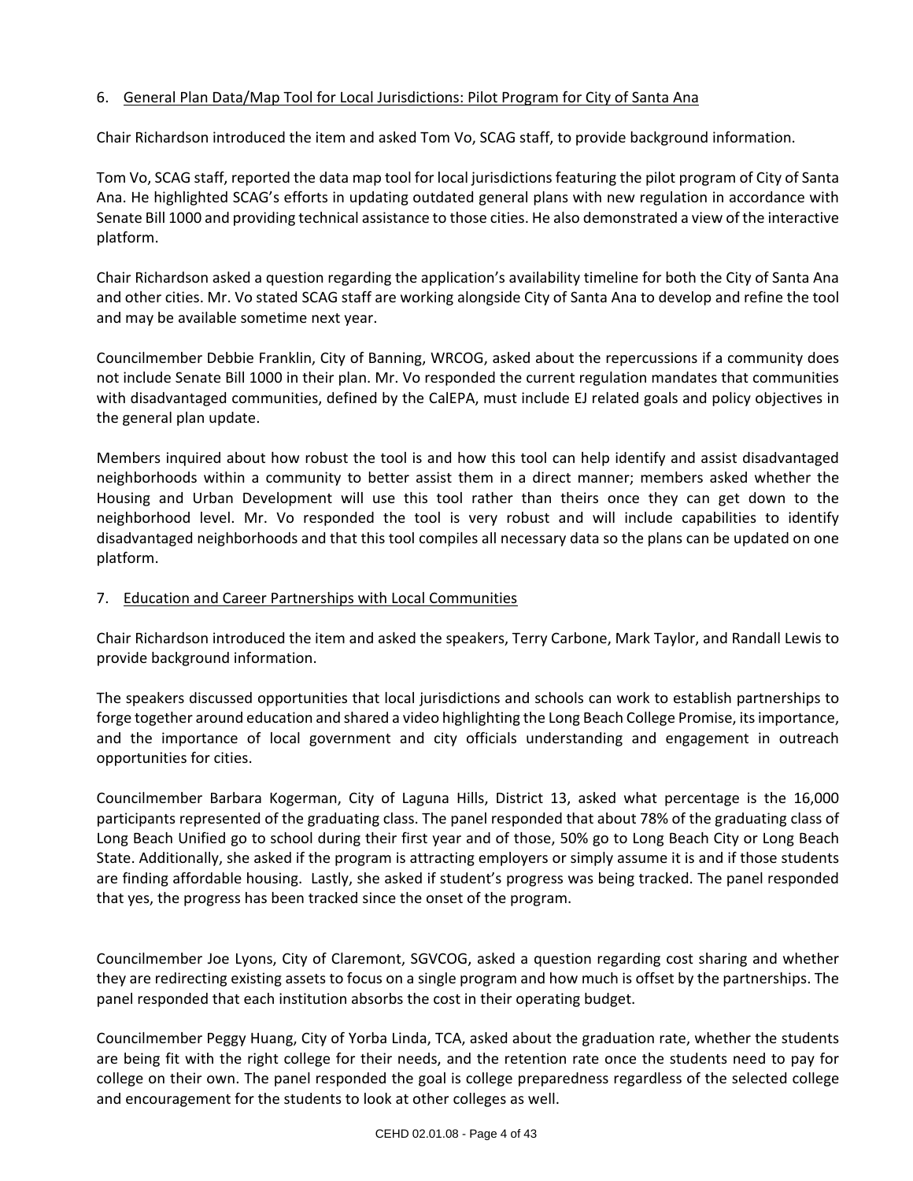6. General Plan Data/Map Tool for Local Jurisdictions: Pilot Program for City of Santa Ana

Chair Richardson introduced the item and asked Tom Vo, SCAG staff, to provide background information.

Tom Vo, SCAG staff, reported the data map tool for local jurisdictions featuring the pilot program of City of Santa Ana. He highlighted SCAG's efforts in updating outdated general plans with new regulation in accordance with Senate Bill 1000 and providing technical assistance to those cities. He also demonstrated a view of the interactive platform.

Chair Richardson asked a question regarding the application's availability timeline for both the City of Santa Ana and other cities. Mr. Vo stated SCAG staff are working alongside City of Santa Ana to develop and refine the tool and may be available sometime next year.

Councilmember Debbie Franklin, City of Banning, WRCOG, asked about the repercussions if a community does not include Senate Bill 1000 in their plan. Mr. Vo responded the current regulation mandates that communities with disadvantaged communities, defined by the CalEPA, must include EJ related goals and policy objectives in the general plan update.

Members inquired about how robust the tool is and how this tool can help identify and assist disadvantaged neighborhoods within a community to better assist them in a direct manner; members asked whether the Housing and Urban Development will use this tool rather than theirs once they can get down to the neighborhood level. Mr. Vo responded the tool is very robust and will include capabilities to identify disadvantaged neighborhoods and that this tool compiles all necessary data so the plans can be updated on one platform.

7. Education and Career Partnerships with Local Communities

Chair Richardson introduced the item and asked the speakers, Terry Carbone, Mark Taylor, and Randall Lewis to provide background information.

The speakers discussed opportunities that local jurisdictions and schools can work to establish partnerships to forge together around education and shared a video highlighting the Long Beach College Promise, its importance, and the importance of local government and city officials understanding and engagement in outreach opportunities for cities.

Councilmember Barbara Kogerman, City of Laguna Hills, District 13, asked what percentage is the 16,000 participants represented of the graduating class. The panel responded that about 78% of the graduating class of Long Beach Unified go to school during their first year and of those, 50% go to Long Beach City or Long Beach State. Additionally, she asked if the program is attracting employers or simply assume it is and if those students are finding affordable housing. Lastly, she asked if student's progress was being tracked. The panel responded that yes, the progress has been tracked since the onset of the program.

Councilmember Joe Lyons, City of Claremont, SGVCOG, asked a question regarding cost sharing and whether they are redirecting existing assets to focus on a single program and how much is offset by the partnerships. The panel responded that each institution absorbs the cost in their operating budget.

Councilmember Peggy Huang, City of Yorba Linda, TCA, asked about the graduation rate, whether the students are being fit with the right college for their needs, and the retention rate once the students need to pay for college on their own. The panel responded the goal is college preparedness regardless of the selected college and encouragement for the students to look at other colleges as well.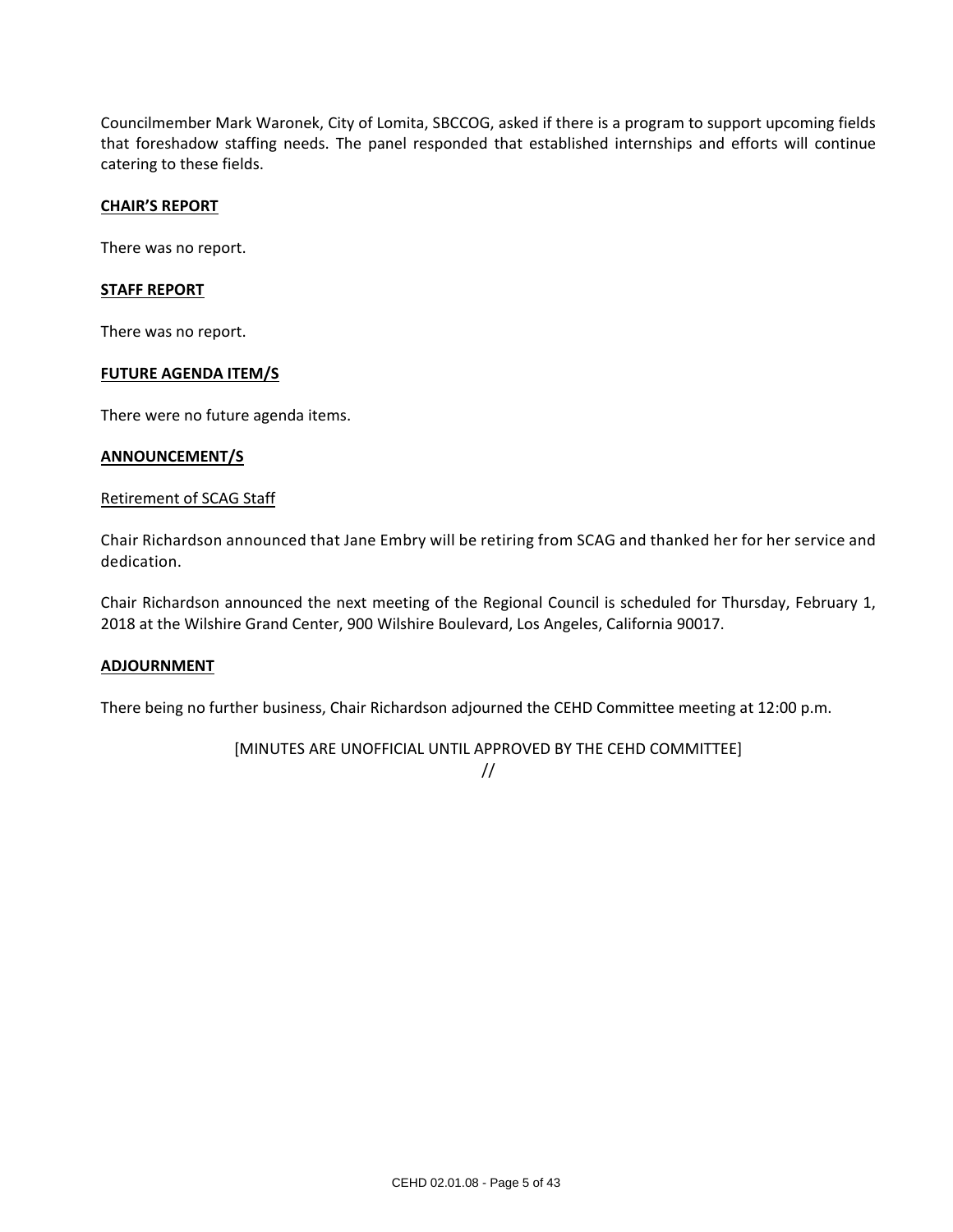Councilmember Mark Waronek, City of Lomita, SBCCOG, asked if there is a program to support upcoming fields that foreshadow staffing needs. The panel responded that established internships and efforts will continue catering to these fields.

**CHAIR'S REPORT**

There was no report.

**STAFF REPORT**

There was no report.

**FUTURE AGENDA ITEM/S**

There were no future agenda items.

**ANNOUNCEMENT/S**

Retirement of SCAG Staff

Chair Richardson announced that Jane Embry will be retiring from SCAG and thanked her for her service and dedication.

Chair Richardson announced the next meeting of the Regional Council is scheduled for Thursday, February 1, 2018 at the Wilshire Grand Center, 900 Wilshire Boulevard, Los Angeles, California 90017.

**ADJOURNMENT**

There being no further business, Chair Richardson adjourned the CEHD Committee meeting at 12:00 p.m.

[MINUTES ARE UNOFFICIAL UNTIL APPROVED BY THE CEHD COMMITTEE]

//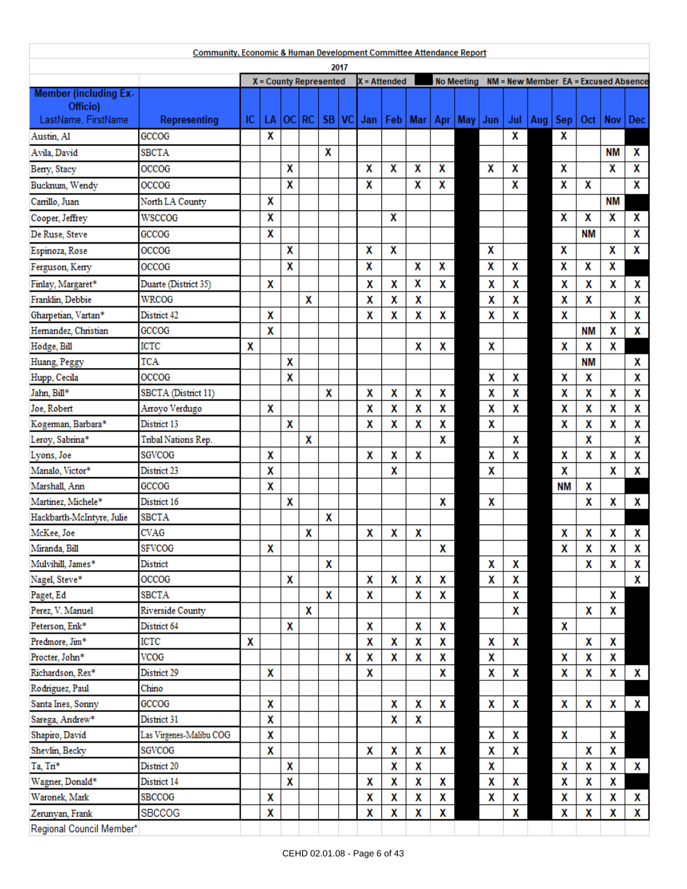**Community, Economic & Human Development Committee Attendance Report**

**2017**

X = County Represented | X = Attended | No Meeting | NM = New Member | EA = Excused Absence

| Member (including Ex-Officio) LastName, FirstName | Representing | IC | LA | OC | RC | SB | VC | Jan | Feb | Mar | Apr | May | Jun | Jul | Aug | Sep | Oct | Nov | Dec |
|---|---|---|---|---|---|---|---|---|---|---|---|---|---|---|---|---|---|---|---|
| Austin, Al | GCCOG | | X | | | | | | | | | | | X | | X | | | |
| Avila, David | SBCTA | | | | | X | | | | | | | | | | | | NM | X |
| Berry, Stacy | OCCOG | | | X | | | | X | X | X | X | | X | X | | X | | X | X |
| Bucknum, Wendy | OCCOG | | | X | | | | X | | X | X | | | X | | X | X | | X |
| Carrillo, Juan | North LA County | | X | | | | | | | | | | | | | | | NM | |
| Cooper, Jeffrey | WSCCOG | | X | | | | | | X | | | | | | | X | X | X | X |
| De Ruse, Steve | GCCOG | | X | | | | | | | | | | | | | | NM | | X |
| Espinoza, Rose | OCCOG | | | X | | | | X | X | | | | X | | | X | | X | X |
| Ferguson, Kerry | OCCOG | | | X | | | | X | | X | X | | X | X | | X | X | X | |
| Finlay, Margaret* | Duarte (District 35) | | X | | | | | X | X | X | X | | X | X | | X | X | X | X |
| Franklin, Debbie | WRCOG | | | | X | | | X | X | X | | | X | X | | X | X | | X |
| Gharpetian, Vartan* | District 42 | | X | | | | | X | X | X | X | | X | X | | X | | X | X |
| Hernandez, Christian | GCCOG | | X | | | | | | | | | | | | | | NM | X | X |
| Hodge, Bill | ICTC | X | | | | | | | | X | X | | X | | | X | X | X | |
| Huang, Peggy | TCA | | | X | | | | | | | | | | | | | NM | | X |
| Hupp, Cecila | OCCOG | | | X | | | | | | | | | X | X | | X | X | | X |
| Jahn, Bill* | SBCTA (District 11) | | | | | X | | X | X | X | X | | X | X | | X | X | X | X |
| Joe, Robert | Arroyo Verdugo | | X | | | | | X | X | X | X | | X | X | | X | X | X | X |
| Kogerman, Barbara* | District 13 | | | X | | | | X | X | X | X | | X | | | X | X | X | X |
| Leroy, Sabrina* | Tribal Nations Rep. | | | | X | | | | | | X | | | X | | | X | | X |
| Lyons, Joe | SGVCOG | | X | | | | | X | X | X | | | X | X | | X | X | X | X |
| Manalo, Victor* | District 23 | | X | | | | | | X | | | | X | | | X | | X | X |
| Marshall, Ann | GCCOG | | X | | | | | | | | | | | | | NM | X | | |
| Martinez, Michele* | District 16 | | | X | | | | | | | X | | X | | | | X | X | X |
| Hackbarth-McIntyre, Julie | SBCTA | | | | | X | | | | | | | | | | | | | |
| McKee, Joe | CVAG | | | | X | | | X | X | X | | | | | | X | X | X | X |
| Miranda, Bill | SFVCOG | | X | | | | | | | | X | | | | | X | X | X | X |
| Mulvihill, James* | District | | | | | X | | | | | | | X | X | | | X | X | X |
| Nagel, Steve* | OCCOG | | | X | | | | X | X | X | X | | X | X | | | | | X |
| Paget, Ed | SBCTA | | | | | X | | X | | X | X | | | X | | | | X | |
| Perez, V. Manuel | Riverside County | | | | X | | | | | | | | | X | | | X | X | |
| Peterson, Erik* | District 64 | | | X | | | | X | | X | X | | | | | X | | | |
| Predmore, Jim* | ICTC | X | | | | | | X | X | X | X | | X | X | | | X | X | |
| Procter, John* | VCOG | | | | | | X | X | X | X | X | | X | | | X | X | X | |
| Richardson, Rex* | District 29 | | X | | | | | X | | | X | | X | X | | X | X | X | X |
| Rodriguez, Paul | Chino | | | | | | | | | | | | | | | | | | |
| Santa Ines, Sonny | GCCOG | | X | | | | | | X | X | X | | X | X | | X | X | X | X |
| Sarega, Andrew* | District 31 | | X | | | | | | X | X | | | | | | | | | |
| Shapiro, David | Las Virgenes-Malibu COG | | X | | | | | | | | | | X | X | | X | | X | |
| Shevlin, Becky | SGVCOG | | X | | | | | X | X | X | X | | X | X | | | X | X | |
| Ta, Tri* | District 20 | | | X | | | | | X | X | | | X | | | X | X | X | X |
| Wagner, Donald* | District 14 | | | X | | | | X | X | X | X | | X | X | | X | X | X | |
| Waronek, Mark | SBCCOG | | X | | | | | X | X | X | X | | X | X | | X | X | X | X |
| Zerunyan, Frank | SBCCOG | | X | | | | | X | X | X | X | | | X | | X | X | X | X |

Regional Council Member*